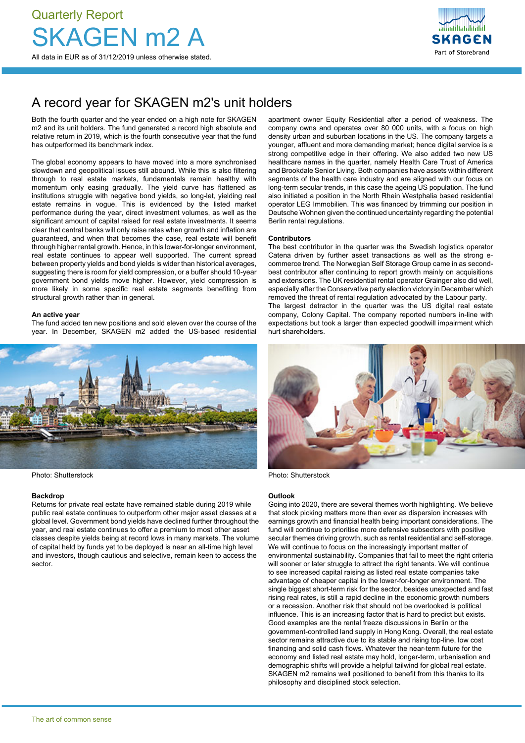Quarterly Report

# SKAGEN m2 A

All data in EUR as of 31/12/2019 unless otherwise stated.

## A record year for SKAGEN m2's unit holders

Both the fourth quarter and the year ended on a high note for SKAGEN m2 and its unit holders. The fund generated a record high absolute and relative return in 2019, which is the fourth consecutive year that the fund has outperformed its benchmark index.

The global economy appears to have moved into a more synchronised slowdown and geopolitical issues still abound. While this is also filtering through to real estate markets, fundamentals remain healthy with momentum only easing gradually. The yield curve has flattened as institutions struggle with negative bond yields, so long-let, yielding real estate remains in vogue. This is evidenced by the listed market performance during the year, direct investment volumes, as well as the significant amount of capital raised for real estate investments. It seems clear that central banks will only raise rates when growth and inflation are guaranteed, and when that becomes the case, real estate will benefit through higher rental growth. Hence, in this lower-for-longer environment, real estate continues to appear well supported. The current spread between property yields and bond yields is wider than historical averages, suggesting there is room for yield compression, or a buffer should 10-year government bond yields move higher. However, yield compression is more likely in some specific real estate segments benefiting from structural growth rather than in general.

**An active year**

The fund added ten new positions and sold eleven over the course of the year. In December, SKAGEN m2 added the US-based residential apartment owner Equity Residential after a period of weakness. The company owns and operates over 80 000 units, with a focus on high density urban and suburban locations in the US. The company targets a younger, affluent and more demanding market; hence digital service is a strong competitive edge in their offering. We also added two new US healthcare names in the quarter, namely Health Care Trust of America and Brookdale Senior Living. Both companies have assets within different segments of the health care industry and are aligned with our focus on long-term secular trends, in this case the ageing US population. The fund also initiated a position in the North Rhein Westphalia based residential operator LEG Immobilien. This was financed by trimming our position in Deutsche Wohnen given the continued uncertainty regarding the potential Berlin rental regulations.

**Contributors**

The best contributor in the quarter was the Swedish logistics operator Catena driven by further asset transactions as well as the strong e-commerce trend. The Norwegian Self Storage Group came in as second-best contributor after continuing to report growth mainly on acquisitions and extensions. The UK residential rental operator Grainger also did well, especially after the Conservative party election victory in December which removed the threat of rental regulation advocated by the Labour party. The largest detractor in the quarter was the US digital real estate company, Colony Capital. The company reported numbers in-line with expectations but took a larger than expected goodwill impairment which hurt shareholders.

Photo: Shutterstock

Photo: Shutterstock

**Backdrop**

Returns for private real estate have remained stable during 2019 while public real estate continues to outperform other major asset classes at a global level. Government bond yields have declined further throughout the year, and real estate continues to offer a premium to most other asset classes despite yields being at record lows in many markets. The volume of capital held by funds yet to be deployed is near an all-time high level and investors, though cautious and selective, remain keen to access the sector.

**Outlook**

Going into 2020, there are several themes worth highlighting. We believe that stock picking matters more than ever as dispersion increases with earnings growth and financial health being important considerations. The fund will continue to prioritise more defensive subsectors with positive secular themes driving growth, such as rental residential and self-storage. We will continue to focus on the increasingly important matter of environmental sustainability. Companies that fail to meet the right criteria will sooner or later struggle to attract the right tenants. We will continue to see increased capital raising as listed real estate companies take advantage of cheaper capital in the lower-for-longer environment. The single biggest short-term risk for the sector, besides unexpected and fast rising real rates, is still a rapid decline in the economic growth numbers or a recession. Another risk that should not be overlooked is political influence. This is an increasing factor that is hard to predict but exists. Good examples are the rental freeze discussions in Berlin or the government-controlled land supply in Hong Kong. Overall, the real estate sector remains attractive due to its stable and rising top-line, low cost financing and solid cash flows. Whatever the near-term future for the economy and listed real estate may hold, longer-term, urbanisation and demographic shifts will provide a helpful tailwind for global real estate. SKAGEN m2 remains well positioned to benefit from this thanks to its philosophy and disciplined stock selection.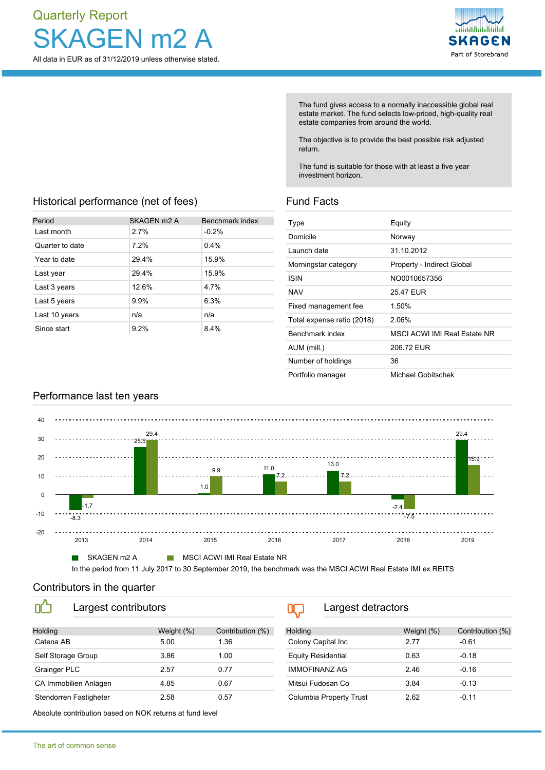Quarterly Report

# SKAGEN m2 A

All data in EUR as of 31/12/2019 unless otherwise stated.

The fund gives access to a normally inaccessible global real estate market. The fund selects low-priced, high-quality real estate companies from around the world.

The objective is to provide the best possible risk adjusted return.

The fund is suitable for those with at least a five year investment horizon.

## Historical performance (net of fees)

| Period | SKAGEN m2 A | Benchmark index |
|---|---|---|
| Last month | 2.7% | -0.2% |
| Quarter to date | 7.2% | 0.4% |
| Year to date | 29.4% | 15.9% |
| Last year | 29.4% | 15.9% |
| Last 3 years | 12.6% | 4.7% |
| Last 5 years | 9.9% | 6.3% |
| Last 10 years | n/a | n/a |
| Since start | 9.2% | 8.4% |

## Fund Facts

| | |
|---|---|
| Type | Equity |
| Domicile | Norway |
| Launch date | 31.10.2012 |
| Morningstar category | Property - Indirect Global |
| ISIN | NO0010657356 |
| NAV | 25.47 EUR |
| Fixed management fee | 1.50% |
| Total expense ratio (2018) | 2.06% |
| Benchmark index | MSCI ACWI IMI Real Estate NR |
| AUM (mill.) | 206.72 EUR |
| Number of holdings | 36 |
| Portfolio manager | Michael Gobitschek |

## Performance last ten years

| Year | SKAGEN m2 A | MSCI ACWI IMI Real Estate NR |
|---|---|---|
| 2013 | -8.3 | -1.7 |
| 2014 | 25.5 | 29.4 |
| 2015 | 1.0 | 9.9 |
| 2016 | 11.0 | 7.2 |
| 2017 | 13.0 | 7.2 |
| 2018 | -2.4 | -7.5 |
| 2019 | 29.4 | 15.9 |

In the period from 11 July 2017 to 30 September 2019, the benchmark was the MSCI ACWI Real Estate IMI ex REITS

## Contributors in the quarter

### Largest contributors

| Holding | Weight (%) | Contribution (%) |
|---|---|---|
| Catena AB | 5.00 | 1.36 |
| Self Storage Group | 3.86 | 1.00 |
| Grainger PLC | 2.57 | 0.77 |
| CA Immobilien Anlagen | 4.85 | 0.67 |
| Stendorren Fastigheter | 2.58 | 0.57 |

### Largest detractors

| Holding | Weight (%) | Contribution (%) |
|---|---|---|
| Colony Capital Inc | 2.77 | -0.61 |
| Equity Residential | 0.63 | -0.18 |
| IMMOFINANZ AG | 2.46 | -0.16 |
| Mitsui Fudosan Co | 3.84 | -0.13 |
| Columbia Property Trust | 2.62 | -0.11 |

Absolute contribution based on NOK returns at fund level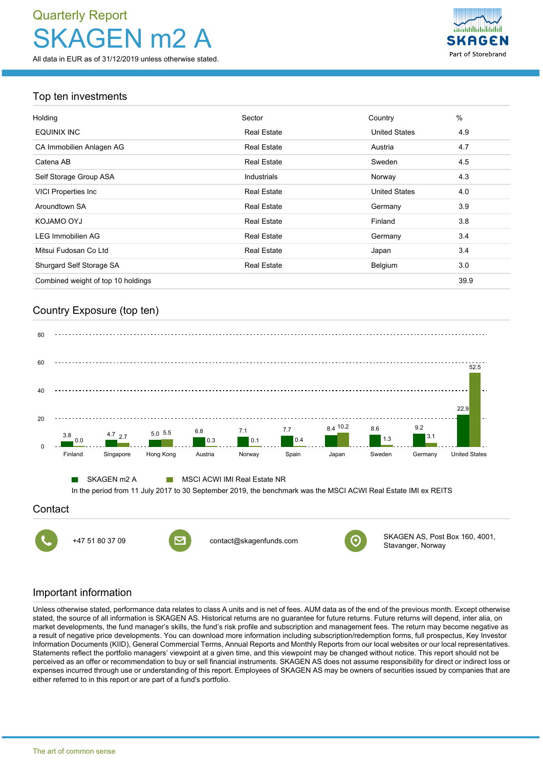Quarterly Report

# SKAGEN m2 A

All data in EUR as of 31/12/2019 unless otherwise stated.

SKAGEN
Part of Storebrand

## Top ten investments

| Holding | Sector | Country | % |
|---|---|---|---|
| EQUINIX INC | Real Estate | United States | 4.9 |
| CA Immobilien Anlagen AG | Real Estate | Austria | 4.7 |
| Catena AB | Real Estate | Sweden | 4.5 |
| Self Storage Group ASA | Industrials | Norway | 4.3 |
| VICI Properties Inc | Real Estate | United States | 4.0 |
| Aroundtown SA | Real Estate | Germany | 3.9 |
| KOJAMO OYJ | Real Estate | Finland | 3.8 |
| LEG Immobilien AG | Real Estate | Germany | 3.4 |
| Mitsui Fudosan Co Ltd | Real Estate | Japan | 3.4 |
| Shurgard Self Storage SA | Real Estate | Belgium | 3.0 |
| Combined weight of top 10 holdings | | | 39.9 |

## Country Exposure (top ten)

80
60
40
20
0

Finland 3.8 0.0
Singapore 4.7 2.7
Hong Kong 5.0 5.5
Austria 6.8 0.3
Norway 7.1 0.1
Spain 7.7 0.4
Japan 8.4 10.2
Sweden 8.6 1.3
Germany 9.2 3.1
United States 22.9 52.5

SKAGEN m2 A    MSCI ACWI IMI Real Estate NR

In the period from 11 July 2017 to 30 September 2019, the benchmark was the MSCI ACWI Real Estate IMI ex REITS

## Contact

+47 51 80 37 09

contact@skagenfunds.com

SKAGEN AS, Post Box 160, 4001, Stavanger, Norway

## Important information

Unless otherwise stated, performance data relates to class A units and is net of fees. AUM data as of the end of the previous month. Except otherwise stated, the source of all information is SKAGEN AS. Historical returns are no guarantee for future returns. Future returns will depend, inter alia, on market developments, the fund manager's skills, the fund's risk profile and subscription and management fees. The return may become negative as a result of negative price developments. You can download more information including subscription/redemption forms, full prospectus, Key Investor Information Documents (KIID), General Commercial Terms, Annual Reports and Monthly Reports from our local websites or our local representatives. Statements reflect the portfolio managers' viewpoint at a given time, and this viewpoint may be changed without notice. This report should not be perceived as an offer or recommendation to buy or sell financial instruments. SKAGEN AS does not assume responsibility for direct or indirect loss or expenses incurred through use or understanding of this report. Employees of SKAGEN AS may be owners of securities issued by companies that are either referred to in this report or are part of a fund's portfolio.

The art of common sense